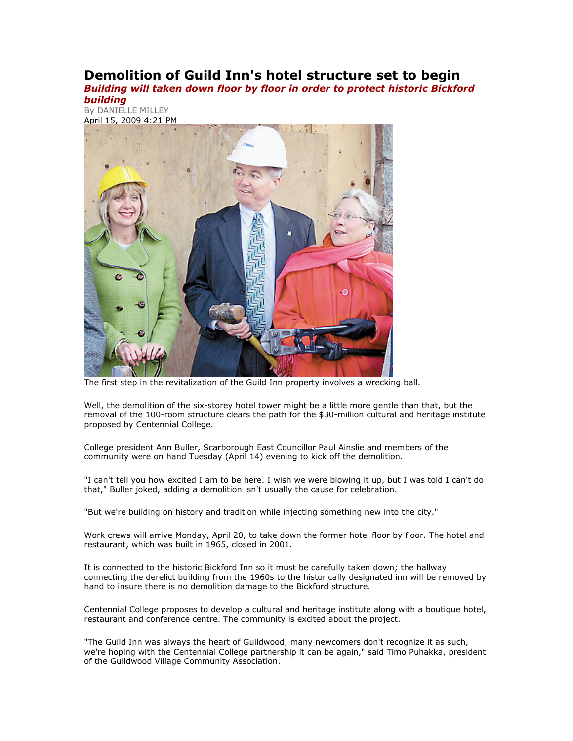# Demolition of Guild Inn's hotel structure set to begin

***Building will taken down floor by floor in order to protect historic Bickford building***

By DANIELLE MILLEY

April 15, 2009 4:21 PM

The first step in the revitalization of the Guild Inn property involves a wrecking ball.

Well, the demolition of the six-storey hotel tower might be a little more gentle than that, but the removal of the 100-room structure clears the path for the $30-million cultural and heritage institute proposed by Centennial College.

College president Ann Buller, Scarborough East Councillor Paul Ainslie and members of the community were on hand Tuesday (April 14) evening to kick off the demolition.

"I can't tell you how excited I am to be here. I wish we were blowing it up, but I was told I can't do that," Buller joked, adding a demolition isn't usually the cause for celebration.

"But we're building on history and tradition while injecting something new into the city."

Work crews will arrive Monday, April 20, to take down the former hotel floor by floor. The hotel and restaurant, which was built in 1965, closed in 2001.

It is connected to the historic Bickford Inn so it must be carefully taken down; the hallway connecting the derelict building from the 1960s to the historically designated inn will be removed by hand to insure there is no demolition damage to the Bickford structure.

Centennial College proposes to develop a cultural and heritage institute along with a boutique hotel, restaurant and conference centre. The community is excited about the project.

"The Guild Inn was always the heart of Guildwood, many newcomers don't recognize it as such, we're hoping with the Centennial College partnership it can be again," said Timo Puhakka, president of the Guildwood Village Community Association.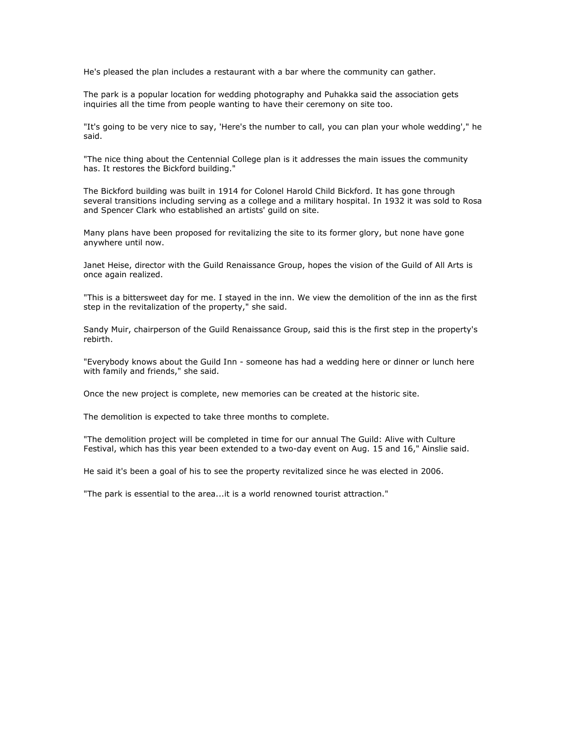He's pleased the plan includes a restaurant with a bar where the community can gather.

The park is a popular location for wedding photography and Puhakka said the association gets inquiries all the time from people wanting to have their ceremony on site too.

"It's going to be very nice to say, 'Here's the number to call, you can plan your whole wedding'," he said.

"The nice thing about the Centennial College plan is it addresses the main issues the community has. It restores the Bickford building."

The Bickford building was built in 1914 for Colonel Harold Child Bickford. It has gone through several transitions including serving as a college and a military hospital. In 1932 it was sold to Rosa and Spencer Clark who established an artists' guild on site.

Many plans have been proposed for revitalizing the site to its former glory, but none have gone anywhere until now.

Janet Heise, director with the Guild Renaissance Group, hopes the vision of the Guild of All Arts is once again realized.

"This is a bittersweet day for me. I stayed in the inn. We view the demolition of the inn as the first step in the revitalization of the property," she said.

Sandy Muir, chairperson of the Guild Renaissance Group, said this is the first step in the property's rebirth.

"Everybody knows about the Guild Inn - someone has had a wedding here or dinner or lunch here with family and friends," she said.

Once the new project is complete, new memories can be created at the historic site.

The demolition is expected to take three months to complete.

"The demolition project will be completed in time for our annual The Guild: Alive with Culture Festival, which has this year been extended to a two-day event on Aug. 15 and 16," Ainslie said.

He said it's been a goal of his to see the property revitalized since he was elected in 2006.

"The park is essential to the area...it is a world renowned tourist attraction."